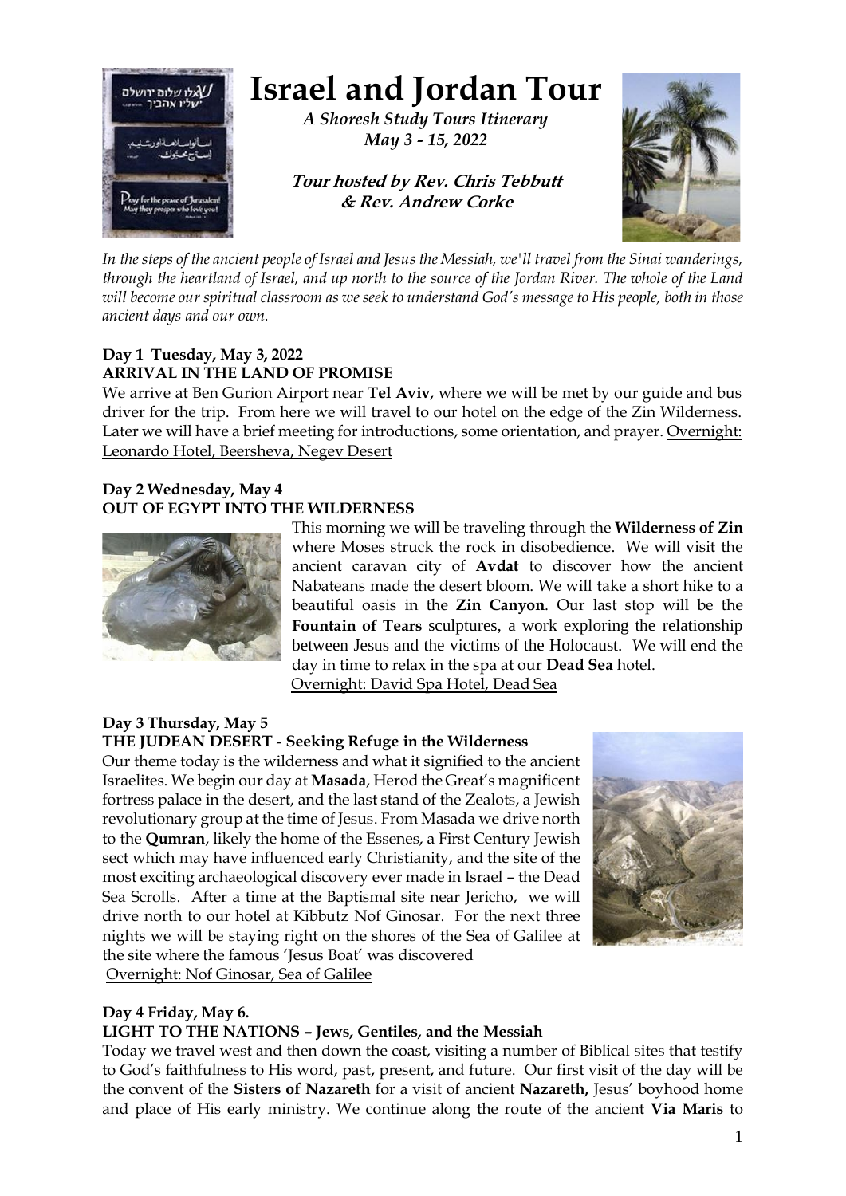# Israel and Jordan Tour

*A Shoresh Study Tours Itinerary*
*May 3 - 15, 2022*

***Tour hosted by Rev. Chris Tebbutt & Rev. Andrew Corke***

*In the steps of the ancient people of Israel and Jesus the Messiah, we'll travel from the Sinai wanderings, through the heartland of Israel, and up north to the source of the Jordan River. The whole of the Land will become our spiritual classroom as we seek to understand God's message to His people, both in those ancient days and our own.*

**Day 1 Tuesday, May 3, 2022**
**ARRIVAL IN THE LAND OF PROMISE**

We arrive at Ben Gurion Airport near **Tel Aviv**, where we will be met by our guide and bus driver for the trip. From here we will travel to our hotel on the edge of the Zin Wilderness. Later we will have a brief meeting for introductions, some orientation, and prayer. Overnight: Leonardo Hotel, Beersheva, Negev Desert

**Day 2 Wednesday, May 4**
**OUT OF EGYPT INTO THE WILDERNESS**

This morning we will be traveling through the **Wilderness of Zin** where Moses struck the rock in disobedience. We will visit the ancient caravan city of **Avdat** to discover how the ancient Nabateans made the desert bloom. We will take a short hike to a beautiful oasis in the **Zin Canyon**. Our last stop will be the **Fountain of Tears** sculptures, a work exploring the relationship between Jesus and the victims of the Holocaust. We will end the day in time to relax in the spa at our **Dead Sea** hotel.
Overnight: David Spa Hotel, Dead Sea

**Day 3 Thursday, May 5**
**THE JUDEAN DESERT - Seeking Refuge in the Wilderness**

Our theme today is the wilderness and what it signified to the ancient Israelites. We begin our day at **Masada**, Herod the Great's magnificent fortress palace in the desert, and the last stand of the Zealots, a Jewish revolutionary group at the time of Jesus. From Masada we drive north to the **Qumran**, likely the home of the Essenes, a First Century Jewish sect which may have influenced early Christianity, and the site of the most exciting archaeological discovery ever made in Israel – the Dead Sea Scrolls. After a time at the Baptismal site near Jericho, we will drive north to our hotel at Kibbutz Nof Ginosar. For the next three nights we will be staying right on the shores of the Sea of Galilee at the site where the famous 'Jesus Boat' was discovered
Overnight: Nof Ginosar, Sea of Galilee

**Day 4 Friday, May 6.**
**LIGHT TO THE NATIONS – Jews, Gentiles, and the Messiah**

Today we travel west and then down the coast, visiting a number of Biblical sites that testify to God's faithfulness to His word, past, present, and future. Our first visit of the day will be the convent of the **Sisters of Nazareth** for a visit of ancient **Nazareth,** Jesus' boyhood home and place of His early ministry. We continue along the route of the ancient **Via Maris** to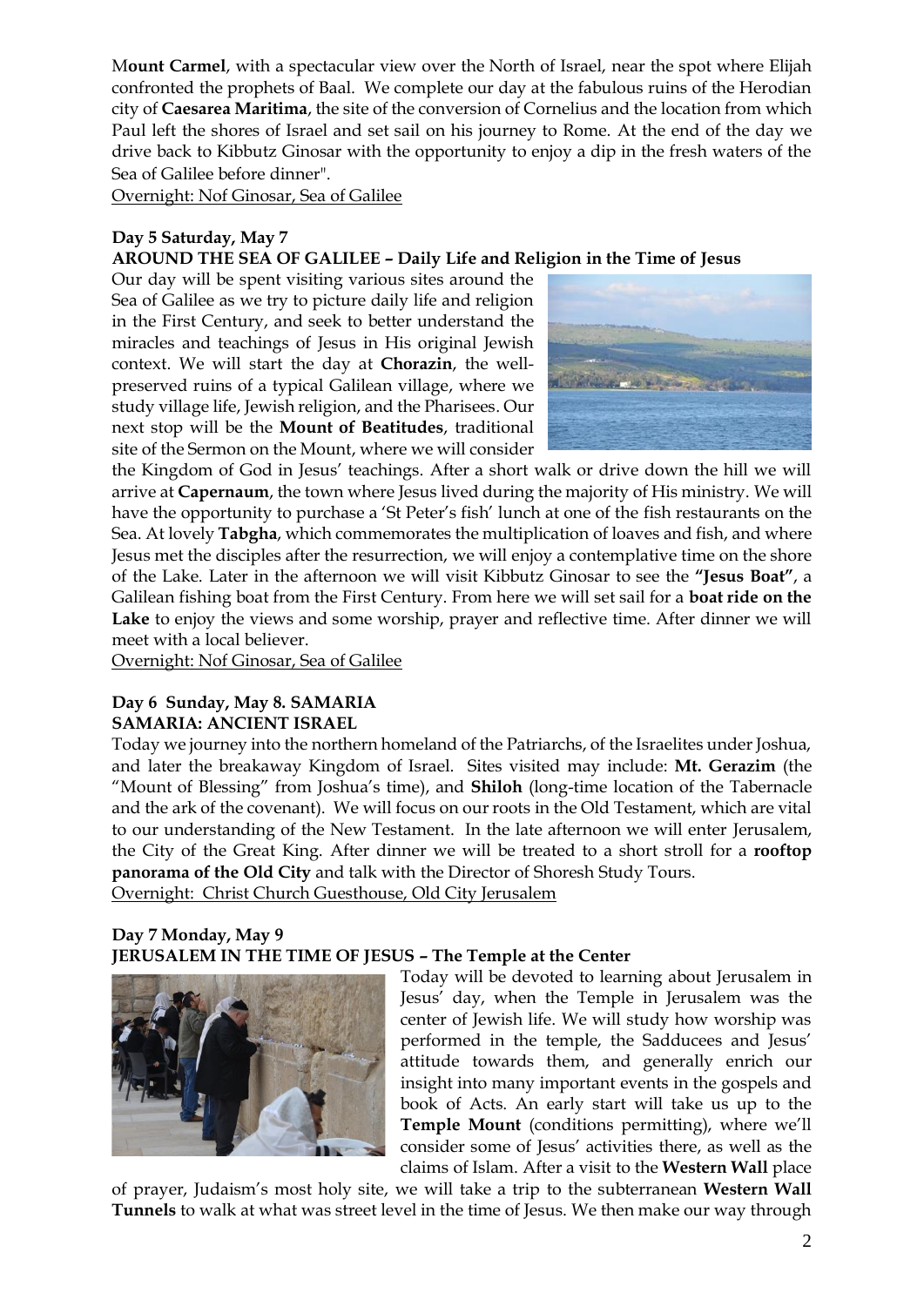M**ount Carmel**, with a spectacular view over the North of Israel, near the spot where Elijah confronted the prophets of Baal. We complete our day at the fabulous ruins of the Herodian city of **Caesarea Maritima**, the site of the conversion of Cornelius and the location from which Paul left the shores of Israel and set sail on his journey to Rome. At the end of the day we drive back to Kibbutz Ginosar with the opportunity to enjoy a dip in the fresh waters of the Sea of Galilee before dinner".

Overnight: Nof Ginosar, Sea of Galilee

**Day 5 Saturday, May 7**

**AROUND THE SEA OF GALILEE – Daily Life and Religion in the Time of Jesus**

Our day will be spent visiting various sites around the Sea of Galilee as we try to picture daily life and religion in the First Century, and seek to better understand the miracles and teachings of Jesus in His original Jewish context. We will start the day at **Chorazin**, the well-preserved ruins of a typical Galilean village, where we study village life, Jewish religion, and the Pharisees. Our next stop will be the **Mount of Beatitudes**, traditional site of the Sermon on the Mount, where we will consider the Kingdom of God in Jesus' teachings. After a short walk or drive down the hill we will arrive at **Capernaum**, the town where Jesus lived during the majority of His ministry. We will have the opportunity to purchase a 'St Peter's fish' lunch at one of the fish restaurants on the Sea. At lovely **Tabgha**, which commemorates the multiplication of loaves and fish, and where Jesus met the disciples after the resurrection, we will enjoy a contemplative time on the shore of the Lake. Later in the afternoon we will visit Kibbutz Ginosar to see the **"Jesus Boat"**, a Galilean fishing boat from the First Century. From here we will set sail for a **boat ride on the Lake** to enjoy the views and some worship, prayer and reflective time. After dinner we will meet with a local believer.

Overnight: Nof Ginosar, Sea of Galilee

**Day 6 Sunday, May 8. SAMARIA**

**SAMARIA: ANCIENT ISRAEL**

Today we journey into the northern homeland of the Patriarchs, of the Israelites under Joshua, and later the breakaway Kingdom of Israel. Sites visited may include: **Mt. Gerazim** (the "Mount of Blessing" from Joshua's time), and **Shiloh** (long-time location of the Tabernacle and the ark of the covenant). We will focus on our roots in the Old Testament, which are vital to our understanding of the New Testament. In the late afternoon we will enter Jerusalem, the City of the Great King. After dinner we will be treated to a short stroll for a **rooftop panorama of the Old City** and talk with the Director of Shoresh Study Tours.

Overnight: Christ Church Guesthouse, Old City Jerusalem

**Day 7 Monday, May 9**

**JERUSALEM IN THE TIME OF JESUS – The Temple at the Center**

Today will be devoted to learning about Jerusalem in Jesus' day, when the Temple in Jerusalem was the center of Jewish life. We will study how worship was performed in the temple, the Sadducees and Jesus' attitude towards them, and generally enrich our insight into many important events in the gospels and book of Acts. An early start will take us up to the **Temple Mount** (conditions permitting), where we'll consider some of Jesus' activities there, as well as the claims of Islam. After a visit to the **Western Wall** place of prayer, Judaism's most holy site, we will take a trip to the subterranean **Western Wall Tunnels** to walk at what was street level in the time of Jesus. We then make our way through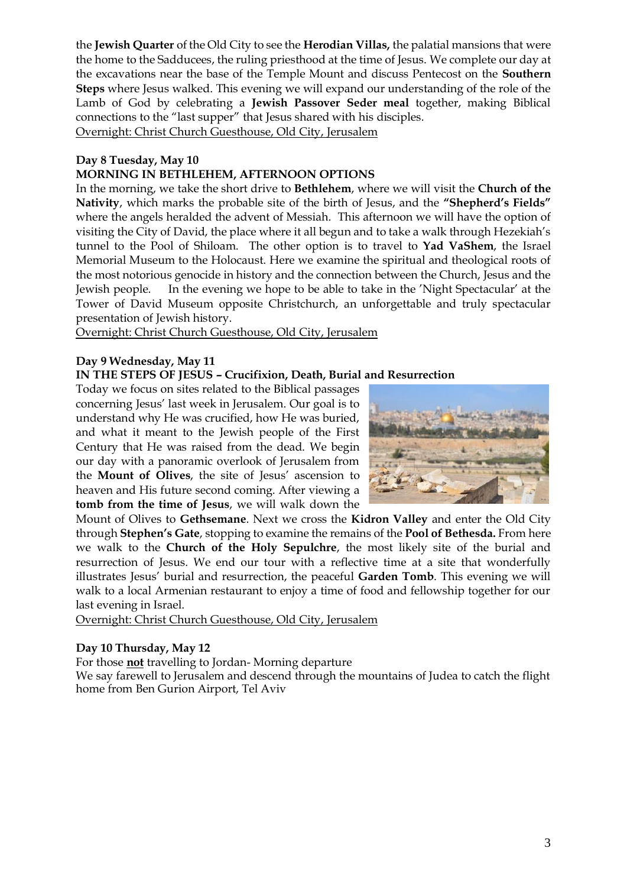the **Jewish Quarter** of the Old City to see the **Herodian Villas,** the palatial mansions that were the home to the Sadducees, the ruling priesthood at the time of Jesus. We complete our day at the excavations near the base of the Temple Mount and discuss Pentecost on the **Southern Steps** where Jesus walked. This evening we will expand our understanding of the role of the Lamb of God by celebrating a **Jewish Passover Seder meal** together, making Biblical connections to the "last supper" that Jesus shared with his disciples.
Overnight: Christ Church Guesthouse, Old City, Jerusalem

**Day 8 Tuesday, May 10**
**MORNING IN BETHLEHEM, AFTERNOON OPTIONS**

In the morning, we take the short drive to **Bethlehem**, where we will visit the **Church of the Nativity**, which marks the probable site of the birth of Jesus, and the **"Shepherd's Fields"** where the angels heralded the advent of Messiah. This afternoon we will have the option of visiting the City of David, the place where it all begun and to take a walk through Hezekiah's tunnel to the Pool of Shiloam. The other option is to travel to **Yad VaShem**, the Israel Memorial Museum to the Holocaust. Here we examine the spiritual and theological roots of the most notorious genocide in history and the connection between the Church, Jesus and the Jewish people. In the evening we hope to be able to take in the 'Night Spectacular' at the Tower of David Museum opposite Christchurch, an unforgettable and truly spectacular presentation of Jewish history.
Overnight: Christ Church Guesthouse, Old City, Jerusalem

**Day 9 Wednesday, May 11**
**IN THE STEPS OF JESUS – Crucifixion, Death, Burial and Resurrection**

Today we focus on sites related to the Biblical passages concerning Jesus' last week in Jerusalem. Our goal is to understand why He was crucified, how He was buried, and what it meant to the Jewish people of the First Century that He was raised from the dead. We begin our day with a panoramic overlook of Jerusalem from the **Mount of Olives**, the site of Jesus' ascension to heaven and His future second coming. After viewing a **tomb from the time of Jesus**, we will walk down the Mount of Olives to **Gethsemane**. Next we cross the **Kidron Valley** and enter the Old City through **Stephen's Gate**, stopping to examine the remains of the **Pool of Bethesda.** From here we walk to the **Church of the Holy Sepulchre**, the most likely site of the burial and resurrection of Jesus. We end our tour with a reflective time at a site that wonderfully illustrates Jesus' burial and resurrection, the peaceful **Garden Tomb**. This evening we will walk to a local Armenian restaurant to enjoy a time of food and fellowship together for our last evening in Israel.
Overnight: Christ Church Guesthouse, Old City, Jerusalem

**Day 10 Thursday, May 12**

For those **not** travelling to Jordan- Morning departure
We say farewell to Jerusalem and descend through the mountains of Judea to catch the flight home from Ben Gurion Airport, Tel Aviv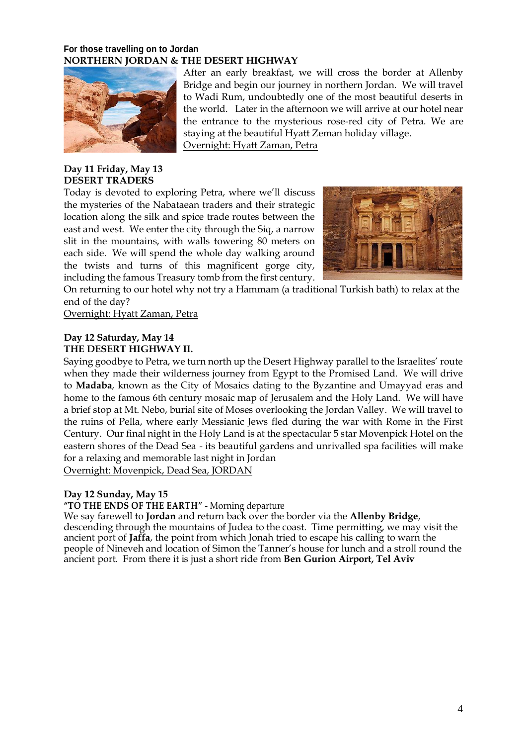**For those travelling on to Jordan**
**NORTHERN JORDAN & THE DESERT HIGHWAY**

After an early breakfast, we will cross the border at Allenby Bridge and begin our journey in northern Jordan. We will travel to Wadi Rum, undoubtedly one of the most beautiful deserts in the world. Later in the afternoon we will arrive at our hotel near the entrance to the mysterious rose-red city of Petra. We are staying at the beautiful Hyatt Zeman holiday village.
<u>Overnight: Hyatt Zaman, Petra</u>

**Day 11 Friday, May 13**
**DESERT TRADERS**

Today is devoted to exploring Petra, where we'll discuss the mysteries of the Nabataean traders and their strategic location along the silk and spice trade routes between the east and west. We enter the city through the Siq, a narrow slit in the mountains, with walls towering 80 meters on each side. We will spend the whole day walking around the twists and turns of this magnificent gorge city, including the famous Treasury tomb from the first century. On returning to our hotel why not try a Hammam (a traditional Turkish bath) to relax at the end of the day?
<u>Overnight: Hyatt Zaman, Petra</u>

**Day 12 Saturday, May 14**
**THE DESERT HIGHWAY II.**

Saying goodbye to Petra, we turn north up the Desert Highway parallel to the Israelites' route when they made their wilderness journey from Egypt to the Promised Land. We will drive to **Madaba**, known as the City of Mosaics dating to the Byzantine and Umayyad eras and home to the famous 6th century mosaic map of Jerusalem and the Holy Land. We will have a brief stop at Mt. Nebo, burial site of Moses overlooking the Jordan Valley. We will travel to the ruins of Pella, where early Messianic Jews fled during the war with Rome in the First Century. Our final night in the Holy Land is at the spectacular 5 star Movenpick Hotel on the eastern shores of the Dead Sea - its beautiful gardens and unrivalled spa facilities will make for a relaxing and memorable last night in Jordan
<u>Overnight: Movenpick, Dead Sea, JORDAN</u>

**Day 12 Sunday, May 15**
**"TO THE ENDS OF THE EARTH"** - Morning departure

We say farewell to **Jordan** and return back over the border via the **Allenby Bridge**, descending through the mountains of Judea to the coast. Time permitting, we may visit the ancient port of **Jaffa**, the point from which Jonah tried to escape his calling to warn the people of Nineveh and location of Simon the Tanner's house for lunch and a stroll round the ancient port. From there it is just a short ride from **Ben Gurion Airport, Tel Aviv**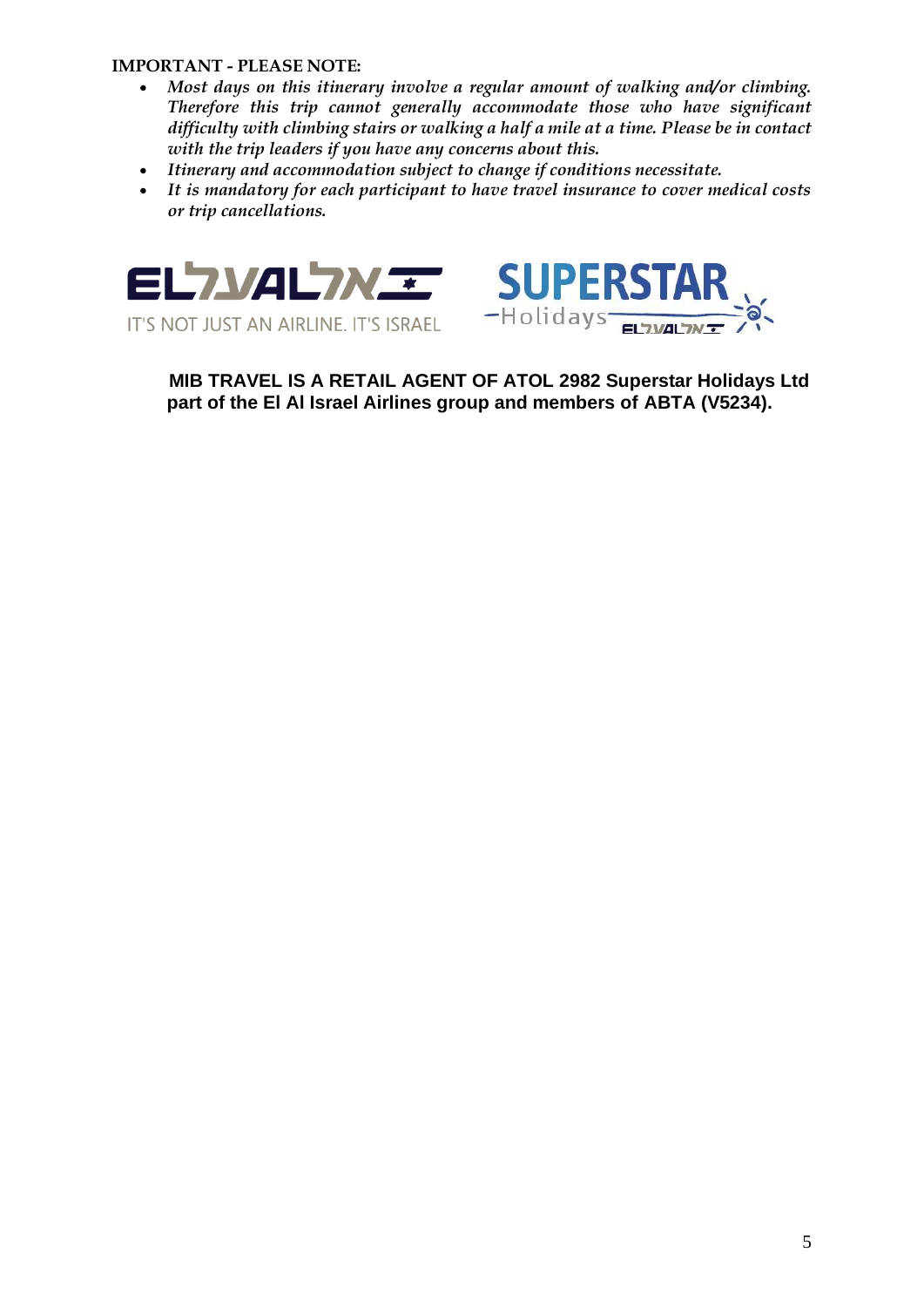**IMPORTANT - PLEASE NOTE:**

- ***Most days on this itinerary involve a regular amount of walking and/or climbing. Therefore this trip cannot generally accommodate those who have significant difficulty with climbing stairs or walking a half a mile at a time. Please be in contact with the trip leaders if you have any concerns about this.***
- ***Itinerary and accommodation subject to change if conditions necessitate.***
- ***It is mandatory for each participant to have travel insurance to cover medical costs or trip cancellations.***

IT'S NOT JUST AN AIRLINE. IT'S ISRAEL

**MIB TRAVEL IS A RETAIL AGENT OF ATOL 2982 Superstar Holidays Ltd part of the El Al Israel Airlines group and members of ABTA (V5234).**